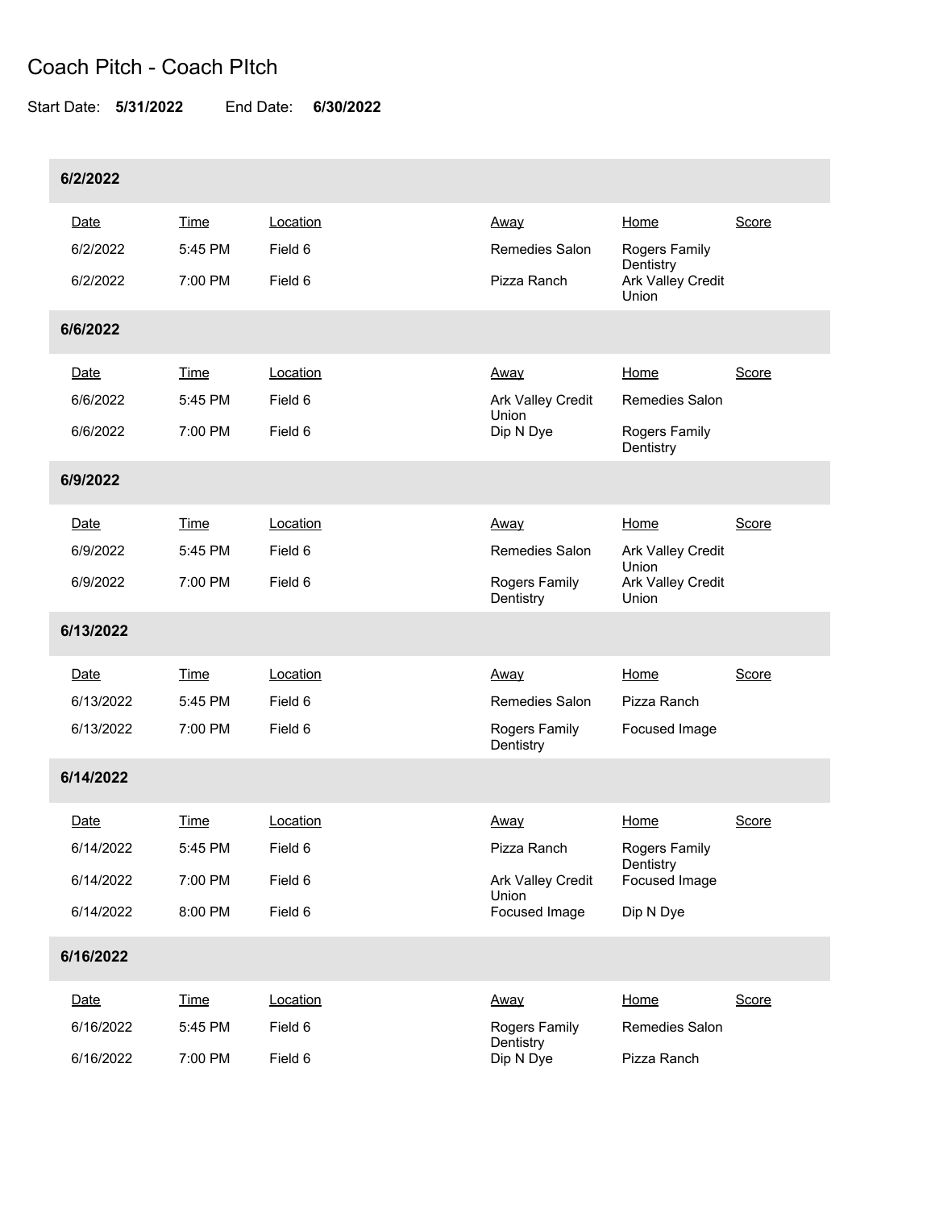# Coach Pitch - Coach PItch

Start Date: **5/31/2022** End Date: **6/30/2022**

## 6/2/2022

| Date | Time | Location | Away | Home | Score |
|---|---|---|---|---|---|
| 6/2/2022 | 5:45 PM | Field 6 | Remedies Salon | Rogers Family Dentistry | |
| 6/2/2022 | 7:00 PM | Field 6 | Pizza Ranch | Ark Valley Credit Union | |

## 6/6/2022

| Date | Time | Location | Away | Home | Score |
|---|---|---|---|---|---|
| 6/6/2022 | 5:45 PM | Field 6 | Ark Valley Credit Union | Remedies Salon | |
| 6/6/2022 | 7:00 PM | Field 6 | Dip N Dye | Rogers Family Dentistry | |

## 6/9/2022

| Date | Time | Location | Away | Home | Score |
|---|---|---|---|---|---|
| 6/9/2022 | 5:45 PM | Field 6 | Remedies Salon | Ark Valley Credit Union | |
| 6/9/2022 | 7:00 PM | Field 6 | Rogers Family Dentistry | Ark Valley Credit Union | |

## 6/13/2022

| Date | Time | Location | Away | Home | Score |
|---|---|---|---|---|---|
| 6/13/2022 | 5:45 PM | Field 6 | Remedies Salon | Pizza Ranch | |
| 6/13/2022 | 7:00 PM | Field 6 | Rogers Family Dentistry | Focused Image | |

## 6/14/2022

| Date | Time | Location | Away | Home | Score |
|---|---|---|---|---|---|
| 6/14/2022 | 5:45 PM | Field 6 | Pizza Ranch | Rogers Family Dentistry | |
| 6/14/2022 | 7:00 PM | Field 6 | Ark Valley Credit Union | Focused Image | |
| 6/14/2022 | 8:00 PM | Field 6 | Focused Image | Dip N Dye | |

## 6/16/2022

| Date | Time | Location | Away | Home | Score |
|---|---|---|---|---|---|
| 6/16/2022 | 5:45 PM | Field 6 | Rogers Family Dentistry | Remedies Salon | |
| 6/16/2022 | 7:00 PM | Field 6 | Dip N Dye | Pizza Ranch | |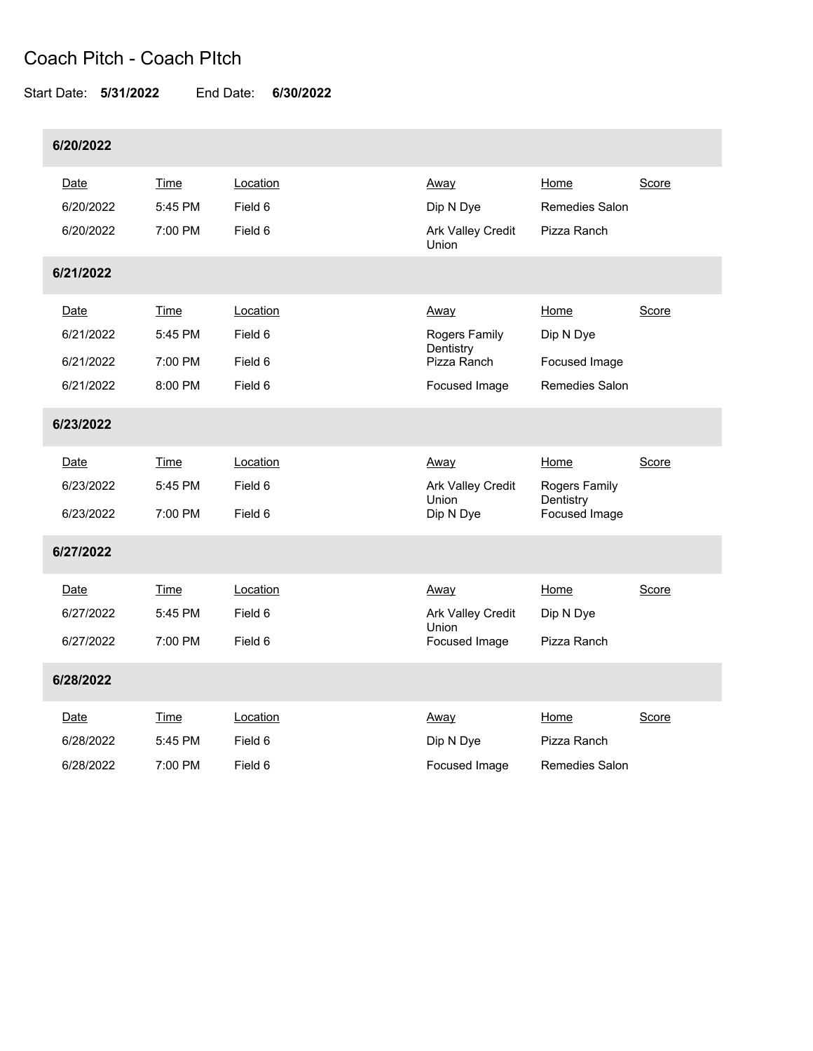# Coach Pitch - Coach PItch

Start Date: **5/31/2022** End Date: **6/30/2022**

### 6/20/2022

| Date | Time | Location | Away | Home | Score |
|---|---|---|---|---|---|
| 6/20/2022 | 5:45 PM | Field 6 | Dip N Dye | Remedies Salon | |
| 6/20/2022 | 7:00 PM | Field 6 | Ark Valley Credit Union | Pizza Ranch | |

### 6/21/2022

| Date | Time | Location | Away | Home | Score |
|---|---|---|---|---|---|
| 6/21/2022 | 5:45 PM | Field 6 | Rogers Family Dentistry | Dip N Dye | |
| 6/21/2022 | 7:00 PM | Field 6 | Pizza Ranch | Focused Image | |
| 6/21/2022 | 8:00 PM | Field 6 | Focused Image | Remedies Salon | |

### 6/23/2022

| Date | Time | Location | Away | Home | Score |
|---|---|---|---|---|---|
| 6/23/2022 | 5:45 PM | Field 6 | Ark Valley Credit Union | Rogers Family Dentistry | |
| 6/23/2022 | 7:00 PM | Field 6 | Dip N Dye | Focused Image | |

### 6/27/2022

| Date | Time | Location | Away | Home | Score |
|---|---|---|---|---|---|
| 6/27/2022 | 5:45 PM | Field 6 | Ark Valley Credit Union | Dip N Dye | |
| 6/27/2022 | 7:00 PM | Field 6 | Focused Image | Pizza Ranch | |

### 6/28/2022

| Date | Time | Location | Away | Home | Score |
|---|---|---|---|---|---|
| 6/28/2022 | 5:45 PM | Field 6 | Dip N Dye | Pizza Ranch | |
| 6/28/2022 | 7:00 PM | Field 6 | Focused Image | Remedies Salon | |